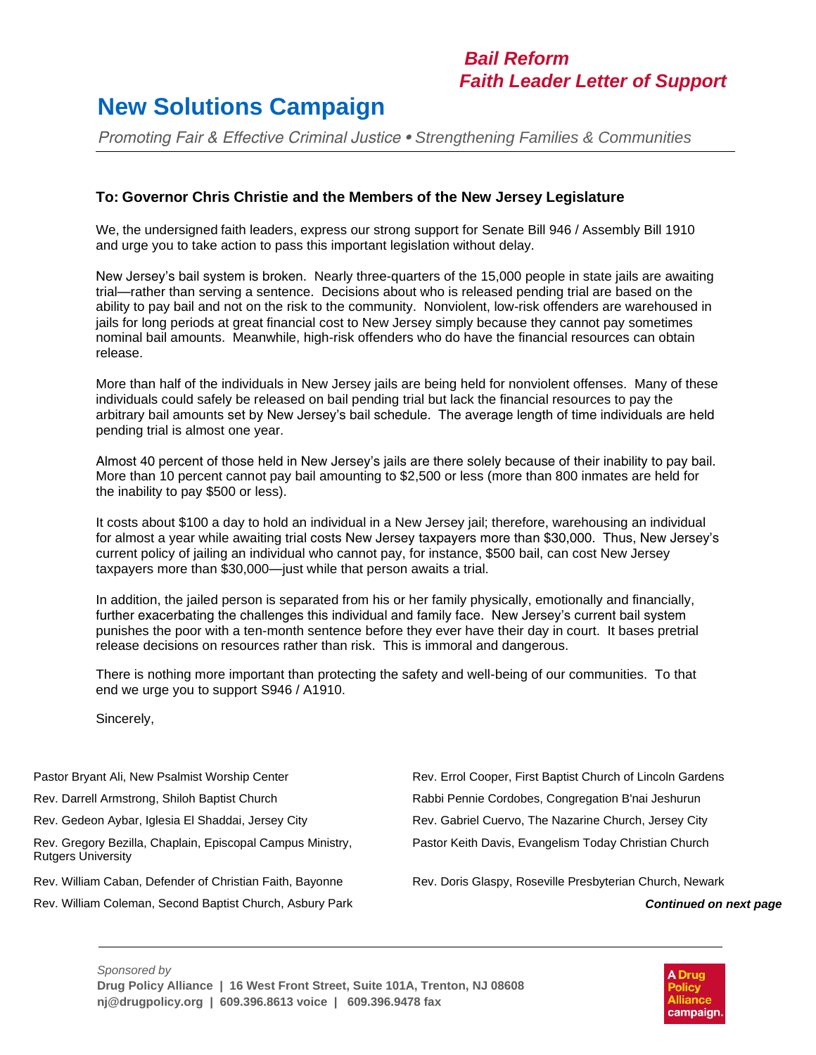*Bail Reform*
*Faith Leader Letter of Support*

# New Solutions Campaign

*Promoting Fair & Effective Criminal Justice • Strengthening Families & Communities*

**To: Governor Chris Christie and the Members of the New Jersey Legislature**

We, the undersigned faith leaders, express our strong support for Senate Bill 946 / Assembly Bill 1910 and urge you to take action to pass this important legislation without delay.

New Jersey's bail system is broken. Nearly three-quarters of the 15,000 people in state jails are awaiting trial—rather than serving a sentence. Decisions about who is released pending trial are based on the ability to pay bail and not on the risk to the community. Nonviolent, low-risk offenders are warehoused in jails for long periods at great financial cost to New Jersey simply because they cannot pay sometimes nominal bail amounts. Meanwhile, high-risk offenders who do have the financial resources can obtain release.

More than half of the individuals in New Jersey jails are being held for nonviolent offenses. Many of these individuals could safely be released on bail pending trial but lack the financial resources to pay the arbitrary bail amounts set by New Jersey's bail schedule. The average length of time individuals are held pending trial is almost one year.

Almost 40 percent of those held in New Jersey's jails are there solely because of their inability to pay bail. More than 10 percent cannot pay bail amounting to $2,500 or less (more than 800 inmates are held for the inability to pay $500 or less).

It costs about $100 a day to hold an individual in a New Jersey jail; therefore, warehousing an individual for almost a year while awaiting trial costs New Jersey taxpayers more than $30,000. Thus, New Jersey's current policy of jailing an individual who cannot pay, for instance, $500 bail, can cost New Jersey taxpayers more than $30,000—just while that person awaits a trial.

In addition, the jailed person is separated from his or her family physically, emotionally and financially, further exacerbating the challenges this individual and family face. New Jersey's current bail system punishes the poor with a ten-month sentence before they ever have their day in court. It bases pretrial release decisions on resources rather than risk. This is immoral and dangerous.

There is nothing more important than protecting the safety and well-being of our communities. To that end we urge you to support S946 / A1910.

Sincerely,

Pastor Bryant Ali, New Psalmist Worship Center

Rev. Darrell Armstrong, Shiloh Baptist Church

Rev. Gedeon Aybar, Iglesia El Shaddai, Jersey City

Rev. Gregory Bezilla, Chaplain, Episcopal Campus Ministry, Rutgers University

Rev. William Caban, Defender of Christian Faith, Bayonne

Rev. William Coleman, Second Baptist Church, Asbury Park

Rev. Errol Cooper, First Baptist Church of Lincoln Gardens

Rabbi Pennie Cordobes, Congregation B'nai Jeshurun

Rev. Gabriel Cuervo, The Nazarine Church, Jersey City

Pastor Keith Davis, Evangelism Today Christian Church

Rev. Doris Glaspy, Roseville Presbyterian Church, Newark

***Continued on next page***

*Sponsored by*
**Drug Policy Alliance | 16 West Front Street, Suite 101A, Trenton, NJ 08608**
**nj@drugpolicy.org | 609.396.8613 voice | 609.396.9478 fax**

A Drug Policy Alliance campaign.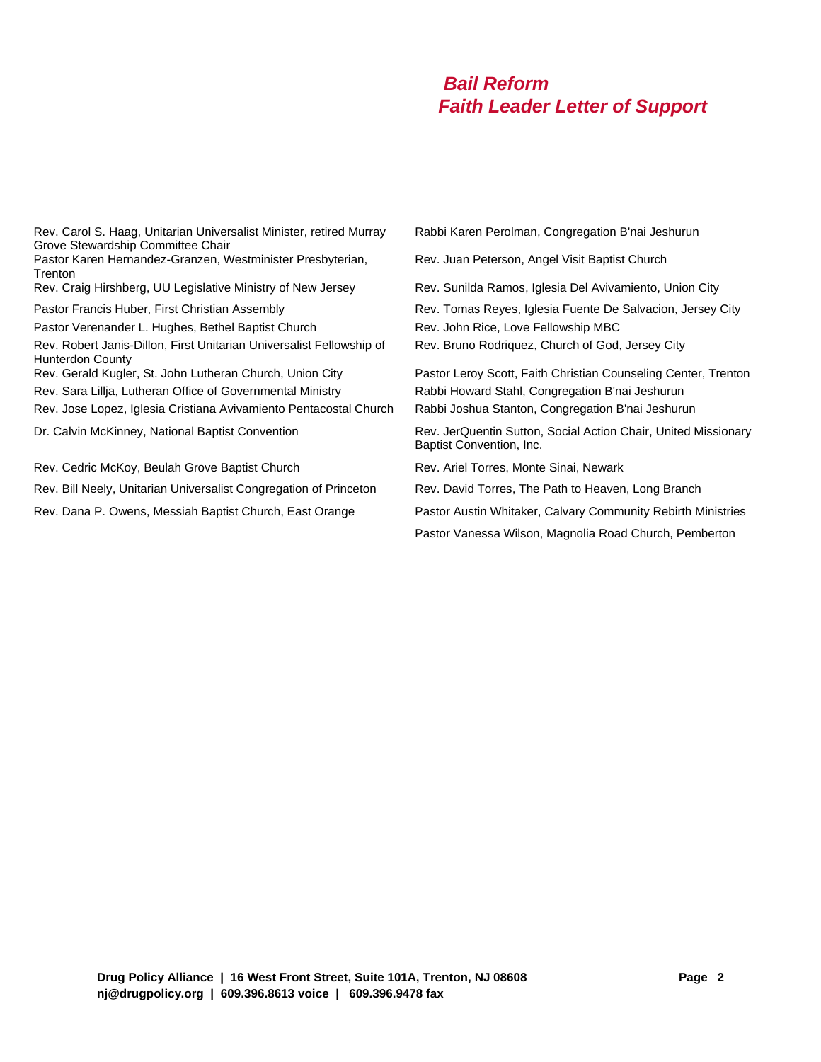## Bail Reform
## Faith Leader Letter of Support

Rev. Carol S. Haag, Unitarian Universalist Minister, retired Murray Grove Stewardship Committee Chair
Pastor Karen Hernandez-Granzen, Westminister Presbyterian, Trenton
Rev. Craig Hirshberg, UU Legislative Ministry of New Jersey
Pastor Francis Huber, First Christian Assembly
Pastor Verenander L. Hughes, Bethel Baptist Church
Rev. Robert Janis-Dillon, First Unitarian Universalist Fellowship of Hunterdon County
Rev. Gerald Kugler, St. John Lutheran Church, Union City
Rev. Sara Lillja, Lutheran Office of Governmental Ministry
Rev. Jose Lopez, Iglesia Cristiana Avivamiento Pentacostal Church
Dr. Calvin McKinney, National Baptist Convention
Rev. Cedric McKoy, Beulah Grove Baptist Church
Rev. Bill Neely, Unitarian Universalist Congregation of Princeton
Rev. Dana P. Owens, Messiah Baptist Church, East Orange
Rabbi Karen Perolman, Congregation B'nai Jeshurun
Rev. Juan Peterson, Angel Visit Baptist Church
Rev. Sunilda Ramos, Iglesia Del Avivamiento, Union City
Rev. Tomas Reyes, Iglesia Fuente De Salvacion, Jersey City
Rev. John Rice, Love Fellowship MBC
Rev. Bruno Rodriquez, Church of God, Jersey City
Pastor Leroy Scott, Faith Christian Counseling Center, Trenton
Rabbi Howard Stahl, Congregation B'nai Jeshurun
Rabbi Joshua Stanton, Congregation B'nai Jeshurun
Rev. JerQuentin Sutton, Social Action Chair, United Missionary Baptist Convention, Inc.
Rev. Ariel Torres, Monte Sinai, Newark
Rev. David Torres, The Path to Heaven, Long Branch
Pastor Austin Whitaker, Calvary Community Rebirth Ministries
Pastor Vanessa Wilson, Magnolia Road Church, Pemberton

**Drug Policy Alliance | 16 West Front Street, Suite 101A, Trenton, NJ 08608**
**nj@drugpolicy.org | 609.396.8613 voice | 609.396.9478 fax**